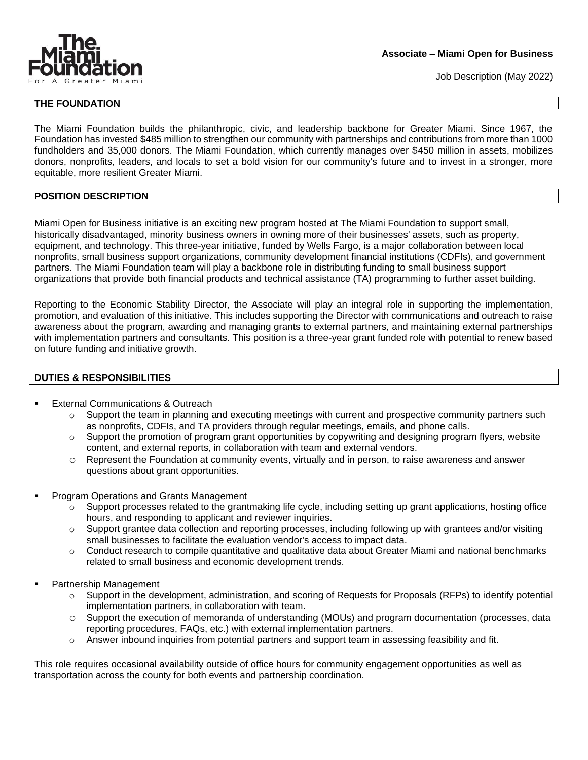The Miami Foundation
For A Greater Miami

**Associate – Miami Open for Business**

Job Description (May 2022)

## THE FOUNDATION

The Miami Foundation builds the philanthropic, civic, and leadership backbone for Greater Miami. Since 1967, the Foundation has invested $485 million to strengthen our community with partnerships and contributions from more than 1000 fundholders and 35,000 donors. The Miami Foundation, which currently manages over $450 million in assets, mobilizes donors, nonprofits, leaders, and locals to set a bold vision for our community's future and to invest in a stronger, more equitable, more resilient Greater Miami.

## POSITION DESCRIPTION

Miami Open for Business initiative is an exciting new program hosted at The Miami Foundation to support small, historically disadvantaged, minority business owners in owning more of their businesses' assets, such as property, equipment, and technology. This three-year initiative, funded by Wells Fargo, is a major collaboration between local nonprofits, small business support organizations, community development financial institutions (CDFIs), and government partners. The Miami Foundation team will play a backbone role in distributing funding to small business support organizations that provide both financial products and technical assistance (TA) programming to further asset building.

Reporting to the Economic Stability Director, the Associate will play an integral role in supporting the implementation, promotion, and evaluation of this initiative. This includes supporting the Director with communications and outreach to raise awareness about the program, awarding and managing grants to external partners, and maintaining external partnerships with implementation partners and consultants. This position is a three-year grant funded role with potential to renew based on future funding and initiative growth.

## DUTIES & RESPONSIBILITIES

- External Communications & Outreach
  - Support the team in planning and executing meetings with current and prospective community partners such as nonprofits, CDFIs, and TA providers through regular meetings, emails, and phone calls.
  - Support the promotion of program grant opportunities by copywriting and designing program flyers, website content, and external reports, in collaboration with team and external vendors.
  - Represent the Foundation at community events, virtually and in person, to raise awareness and answer questions about grant opportunities.
- Program Operations and Grants Management
  - Support processes related to the grantmaking life cycle, including setting up grant applications, hosting office hours, and responding to applicant and reviewer inquiries.
  - Support grantee data collection and reporting processes, including following up with grantees and/or visiting small businesses to facilitate the evaluation vendor's access to impact data.
  - Conduct research to compile quantitative and qualitative data about Greater Miami and national benchmarks related to small business and economic development trends.
- Partnership Management
  - Support in the development, administration, and scoring of Requests for Proposals (RFPs) to identify potential implementation partners, in collaboration with team.
  - Support the execution of memoranda of understanding (MOUs) and program documentation (processes, data reporting procedures, FAQs, etc.) with external implementation partners.
  - Answer inbound inquiries from potential partners and support team in assessing feasibility and fit.

This role requires occasional availability outside of office hours for community engagement opportunities as well as transportation across the county for both events and partnership coordination.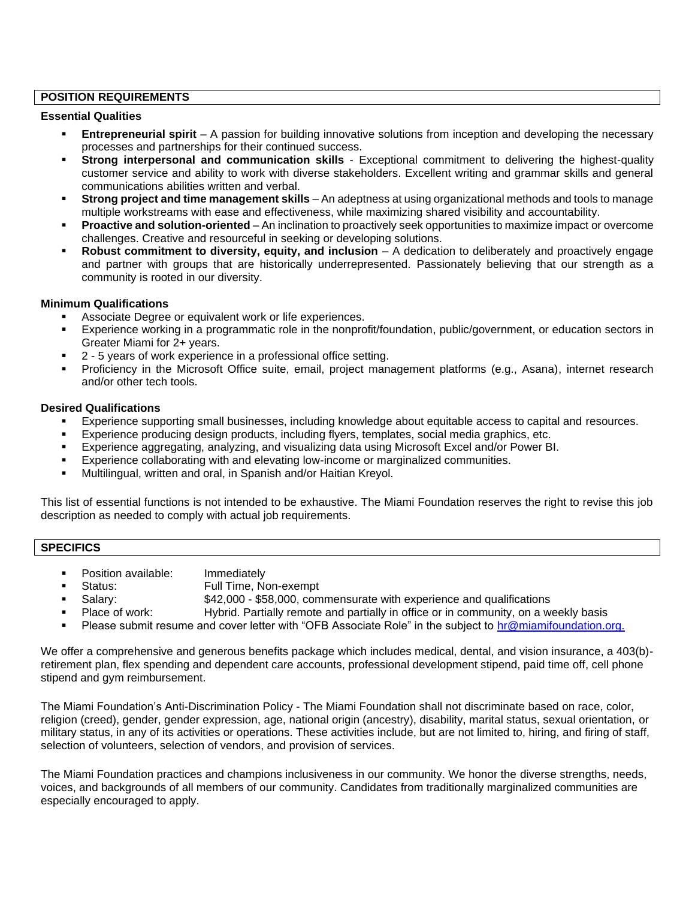## POSITION REQUIREMENTS

### Essential Qualities

- **Entrepreneurial spirit** – A passion for building innovative solutions from inception and developing the necessary processes and partnerships for their continued success.
- **Strong interpersonal and communication skills** - Exceptional commitment to delivering the highest-quality customer service and ability to work with diverse stakeholders. Excellent writing and grammar skills and general communications abilities written and verbal.
- **Strong project and time management skills** – An adeptness at using organizational methods and tools to manage multiple workstreams with ease and effectiveness, while maximizing shared visibility and accountability.
- **Proactive and solution-oriented** – An inclination to proactively seek opportunities to maximize impact or overcome challenges. Creative and resourceful in seeking or developing solutions.
- **Robust commitment to diversity, equity, and inclusion** – A dedication to deliberately and proactively engage and partner with groups that are historically underrepresented. Passionately believing that our strength as a community is rooted in our diversity.

### Minimum Qualifications

- Associate Degree or equivalent work or life experiences.
- Experience working in a programmatic role in the nonprofit/foundation, public/government, or education sectors in Greater Miami for 2+ years.
- 2 - 5 years of work experience in a professional office setting.
- Proficiency in the Microsoft Office suite, email, project management platforms (e.g., Asana), internet research and/or other tech tools.

### Desired Qualifications

- Experience supporting small businesses, including knowledge about equitable access to capital and resources.
- Experience producing design products, including flyers, templates, social media graphics, etc.
- Experience aggregating, analyzing, and visualizing data using Microsoft Excel and/or Power BI.
- Experience collaborating with and elevating low-income or marginalized communities.
- Multilingual, written and oral, in Spanish and/or Haitian Kreyol.

This list of essential functions is not intended to be exhaustive. The Miami Foundation reserves the right to revise this job description as needed to comply with actual job requirements.

## SPECIFICS

- Position available: Immediately
- Status: Full Time, Non-exempt
- Salary: $42,000 - $58,000, commensurate with experience and qualifications
- Place of work: Hybrid. Partially remote and partially in office or in community, on a weekly basis
- Please submit resume and cover letter with "OFB Associate Role" in the subject to [hr@miamifoundation.org.](mailto:hr@miamifoundation.org)

We offer a comprehensive and generous benefits package which includes medical, dental, and vision insurance, a 403(b)-retirement plan, flex spending and dependent care accounts, professional development stipend, paid time off, cell phone stipend and gym reimbursement.

The Miami Foundation's Anti-Discrimination Policy - The Miami Foundation shall not discriminate based on race, color, religion (creed), gender, gender expression, age, national origin (ancestry), disability, marital status, sexual orientation, or military status, in any of its activities or operations. These activities include, but are not limited to, hiring, and firing of staff, selection of volunteers, selection of vendors, and provision of services.

The Miami Foundation practices and champions inclusiveness in our community. We honor the diverse strengths, needs, voices, and backgrounds of all members of our community. Candidates from traditionally marginalized communities are especially encouraged to apply.